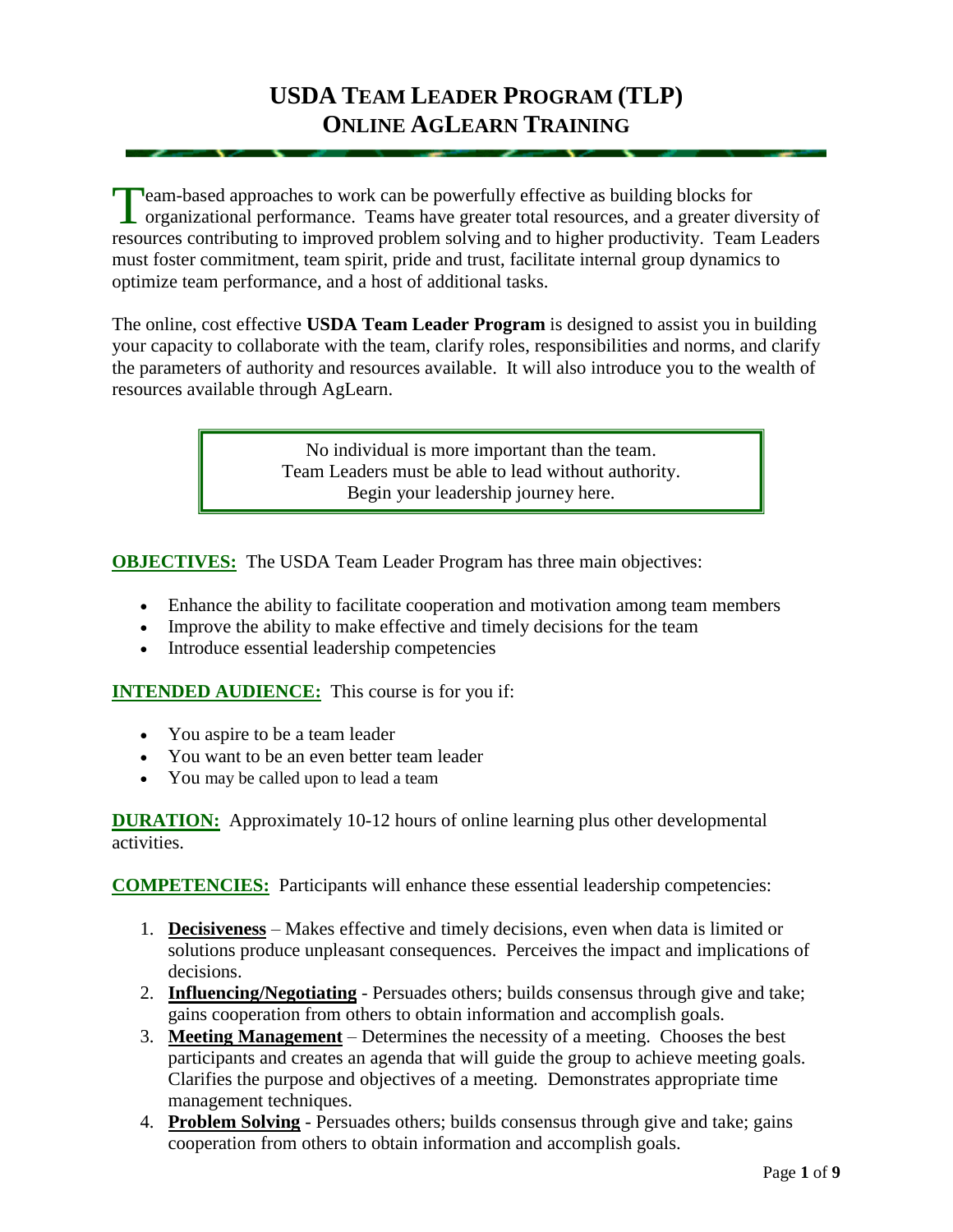# USDA TEAM LEADER PROGRAM (TLP)
# ONLINE AGLEARN TRAINING

Team-based approaches to work can be powerfully effective as building blocks for organizational performance. Teams have greater total resources, and a greater diversity of resources contributing to improved problem solving and to higher productivity. Team Leaders must foster commitment, team spirit, pride and trust, facilitate internal group dynamics to optimize team performance, and a host of additional tasks.

The online, cost effective **USDA Team Leader Program** is designed to assist you in building your capacity to collaborate with the team, clarify roles, responsibilities and norms, and clarify the parameters of authority and resources available. It will also introduce you to the wealth of resources available through AgLearn.

> No individual is more important than the team.
> Team Leaders must be able to lead without authority.
> Begin your leadership journey here.

**OBJECTIVES:** The USDA Team Leader Program has three main objectives:

- Enhance the ability to facilitate cooperation and motivation among team members
- Improve the ability to make effective and timely decisions for the team
- Introduce essential leadership competencies

**INTENDED AUDIENCE:** This course is for you if:

- You aspire to be a team leader
- You want to be an even better team leader
- You may be called upon to lead a team

**DURATION:** Approximately 10-12 hours of online learning plus other developmental activities.

**COMPETENCIES:** Participants will enhance these essential leadership competencies:

1. **Decisiveness** – Makes effective and timely decisions, even when data is limited or solutions produce unpleasant consequences. Perceives the impact and implications of decisions.
2. **Influencing/Negotiating** - Persuades others; builds consensus through give and take; gains cooperation from others to obtain information and accomplish goals.
3. **Meeting Management** – Determines the necessity of a meeting. Chooses the best participants and creates an agenda that will guide the group to achieve meeting goals. Clarifies the purpose and objectives of a meeting. Demonstrates appropriate time management techniques.
4. **Problem Solving** - Persuades others; builds consensus through give and take; gains cooperation from others to obtain information and accomplish goals.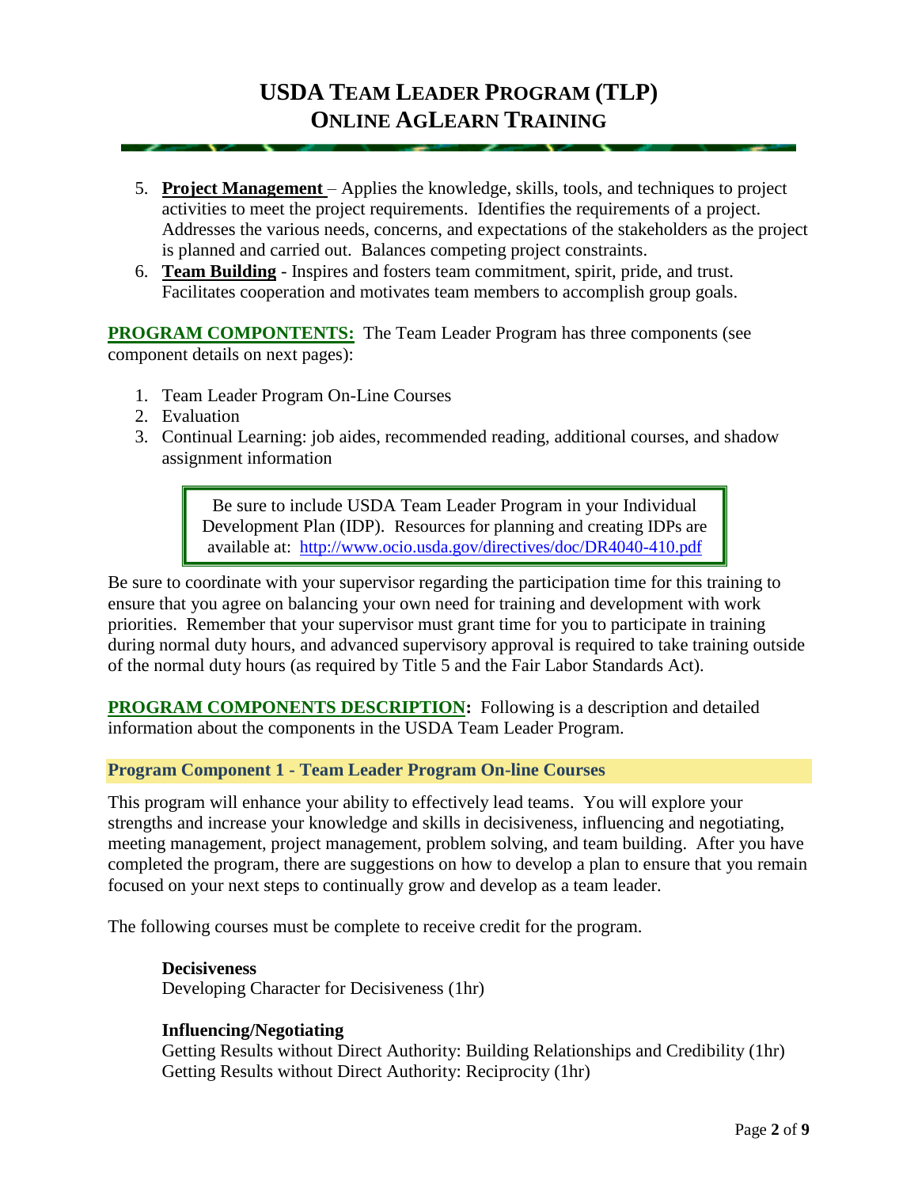5. **Project Management** – Applies the knowledge, skills, tools, and techniques to project activities to meet the project requirements. Identifies the requirements of a project. Addresses the various needs, concerns, and expectations of the stakeholders as the project is planned and carried out. Balances competing project constraints.
6. **Team Building** - Inspires and fosters team commitment, spirit, pride, and trust. Facilitates cooperation and motivates team members to accomplish group goals.

**PROGRAM COMPONTENTS:** The Team Leader Program has three components (see component details on next pages):

1. Team Leader Program On-Line Courses
2. Evaluation
3. Continual Learning: job aides, recommended reading, additional courses, and shadow assignment information

> Be sure to include USDA Team Leader Program in your Individual Development Plan (IDP). Resources for planning and creating IDPs are available at: http://www.ocio.usda.gov/directives/doc/DR4040-410.pdf

Be sure to coordinate with your supervisor regarding the participation time for this training to ensure that you agree on balancing your own need for training and development with work priorities. Remember that your supervisor must grant time for you to participate in training during normal duty hours, and advanced supervisory approval is required to take training outside of the normal duty hours (as required by Title 5 and the Fair Labor Standards Act).

**PROGRAM COMPONENTS DESCRIPTION:** Following is a description and detailed information about the components in the USDA Team Leader Program.

### Program Component 1 - Team Leader Program On-line Courses

This program will enhance your ability to effectively lead teams. You will explore your strengths and increase your knowledge and skills in decisiveness, influencing and negotiating, meeting management, project management, problem solving, and team building. After you have completed the program, there are suggestions on how to develop a plan to ensure that you remain focused on your next steps to continually grow and develop as a team leader.

The following courses must be complete to receive credit for the program.

**Decisiveness**
Developing Character for Decisiveness (1hr)

**Influencing/Negotiating**
Getting Results without Direct Authority: Building Relationships and Credibility (1hr)
Getting Results without Direct Authority: Reciprocity (1hr)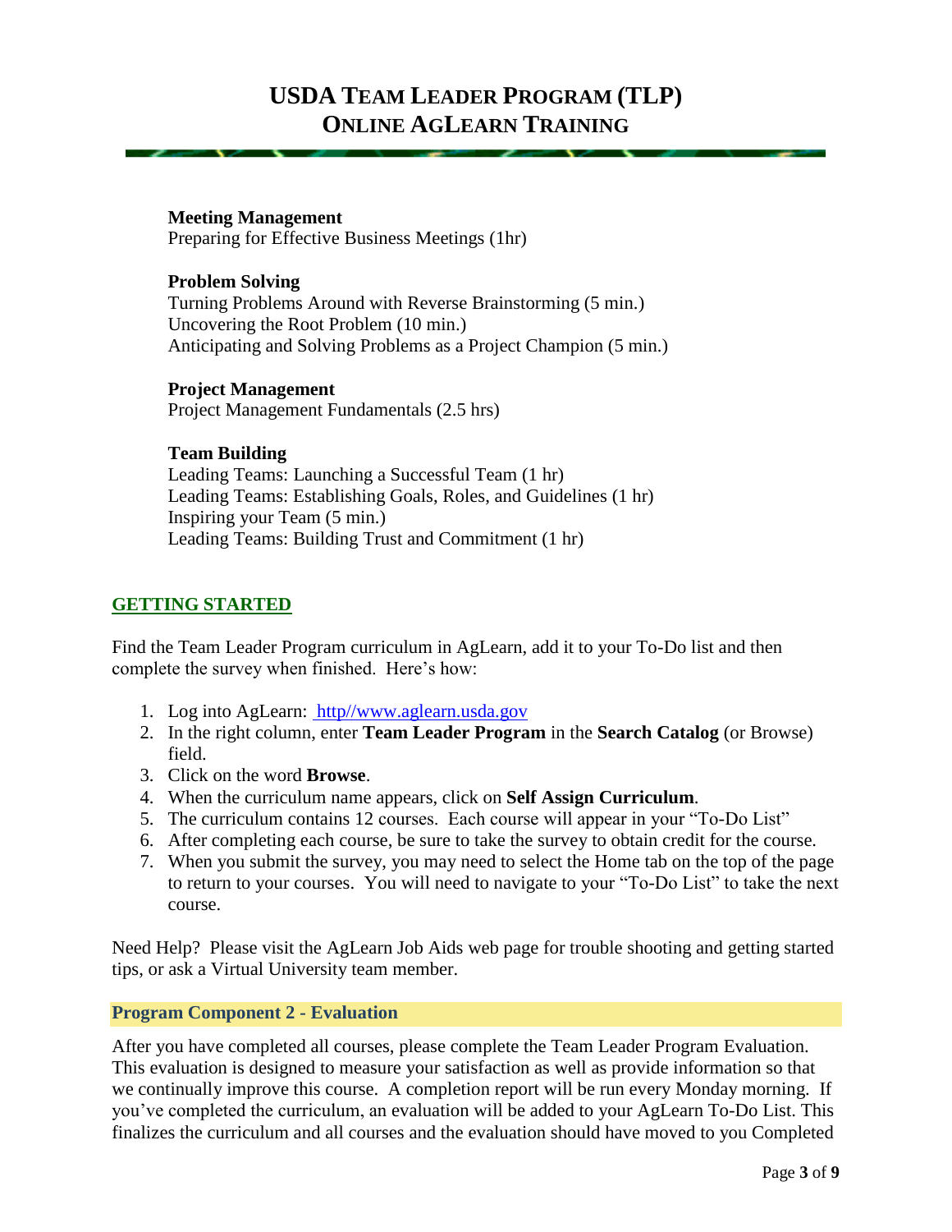**Meeting Management**
Preparing for Effective Business Meetings (1hr)

**Problem Solving**
Turning Problems Around with Reverse Brainstorming (5 min.)
Uncovering the Root Problem (10 min.)
Anticipating and Solving Problems as a Project Champion (5 min.)

**Project Management**
Project Management Fundamentals (2.5 hrs)

**Team Building**
Leading Teams: Launching a Successful Team (1 hr)
Leading Teams: Establishing Goals, Roles, and Guidelines (1 hr)
Inspiring your Team (5 min.)
Leading Teams: Building Trust and Commitment (1 hr)

## GETTING STARTED

Find the Team Leader Program curriculum in AgLearn, add it to your To-Do list and then complete the survey when finished. Here's how:

1. Log into AgLearn: http//www.aglearn.usda.gov
2. In the right column, enter **Team Leader Program** in the **Search Catalog** (or Browse) field.
3. Click on the word **Browse**.
4. When the curriculum name appears, click on **Self Assign Curriculum**.
5. The curriculum contains 12 courses. Each course will appear in your "To-Do List"
6. After completing each course, be sure to take the survey to obtain credit for the course.
7. When you submit the survey, you may need to select the Home tab on the top of the page to return to your courses. You will need to navigate to your "To-Do List" to take the next course.

Need Help? Please visit the AgLearn Job Aids web page for trouble shooting and getting started tips, or ask a Virtual University team member.

### Program Component 2 - Evaluation

After you have completed all courses, please complete the Team Leader Program Evaluation. This evaluation is designed to measure your satisfaction as well as provide information so that we continually improve this course. A completion report will be run every Monday morning. If you've completed the curriculum, an evaluation will be added to your AgLearn To-Do List. This finalizes the curriculum and all courses and the evaluation should have moved to you Completed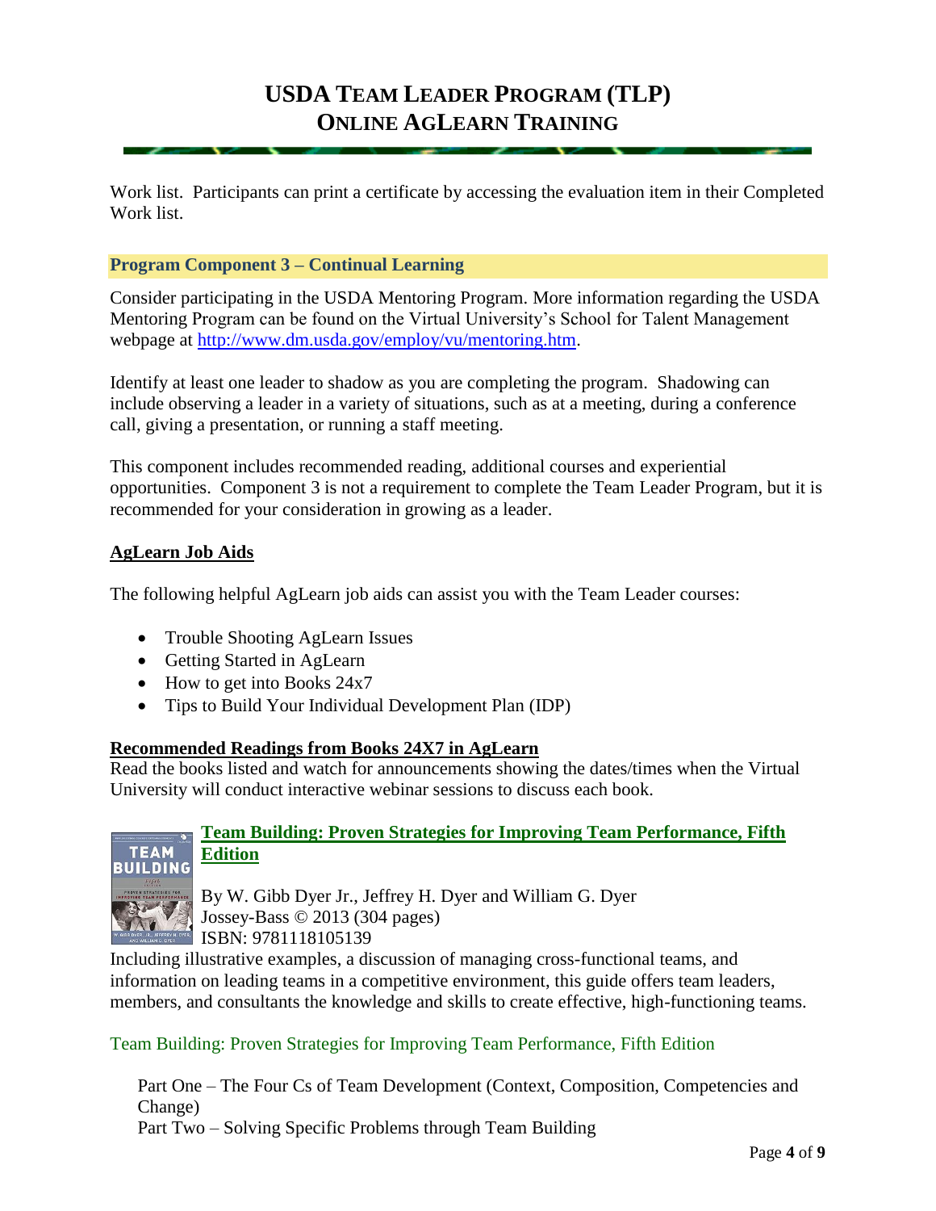Work list. Participants can print a certificate by accessing the evaluation item in their Completed Work list.

### Program Component 3 – Continual Learning

Consider participating in the USDA Mentoring Program. More information regarding the USDA Mentoring Program can be found on the Virtual University's School for Talent Management webpage at http://www.dm.usda.gov/employ/vu/mentoring.htm.

Identify at least one leader to shadow as you are completing the program. Shadowing can include observing a leader in a variety of situations, such as at a meeting, during a conference call, giving a presentation, or running a staff meeting.

This component includes recommended reading, additional courses and experiential opportunities. Component 3 is not a requirement to complete the Team Leader Program, but it is recommended for your consideration in growing as a leader.

**AgLearn Job Aids**

The following helpful AgLearn job aids can assist you with the Team Leader courses:

- Trouble Shooting AgLearn Issues
- Getting Started in AgLearn
- How to get into Books 24x7
- Tips to Build Your Individual Development Plan (IDP)

**Recommended Readings from Books 24X7 in AgLearn**

Read the books listed and watch for announcements showing the dates/times when the Virtual University will conduct interactive webinar sessions to discuss each book.

**Team Building: Proven Strategies for Improving Team Performance, Fifth Edition**

By W. Gibb Dyer Jr., Jeffrey H. Dyer and William G. Dyer
Jossey-Bass © 2013 (304 pages)
ISBN: 9781118105139

Including illustrative examples, a discussion of managing cross-functional teams, and information on leading teams in a competitive environment, this guide offers team leaders, members, and consultants the knowledge and skills to create effective, high-functioning teams.

Team Building: Proven Strategies for Improving Team Performance, Fifth Edition

Part One – The Four Cs of Team Development (Context, Composition, Competencies and Change)
Part Two – Solving Specific Problems through Team Building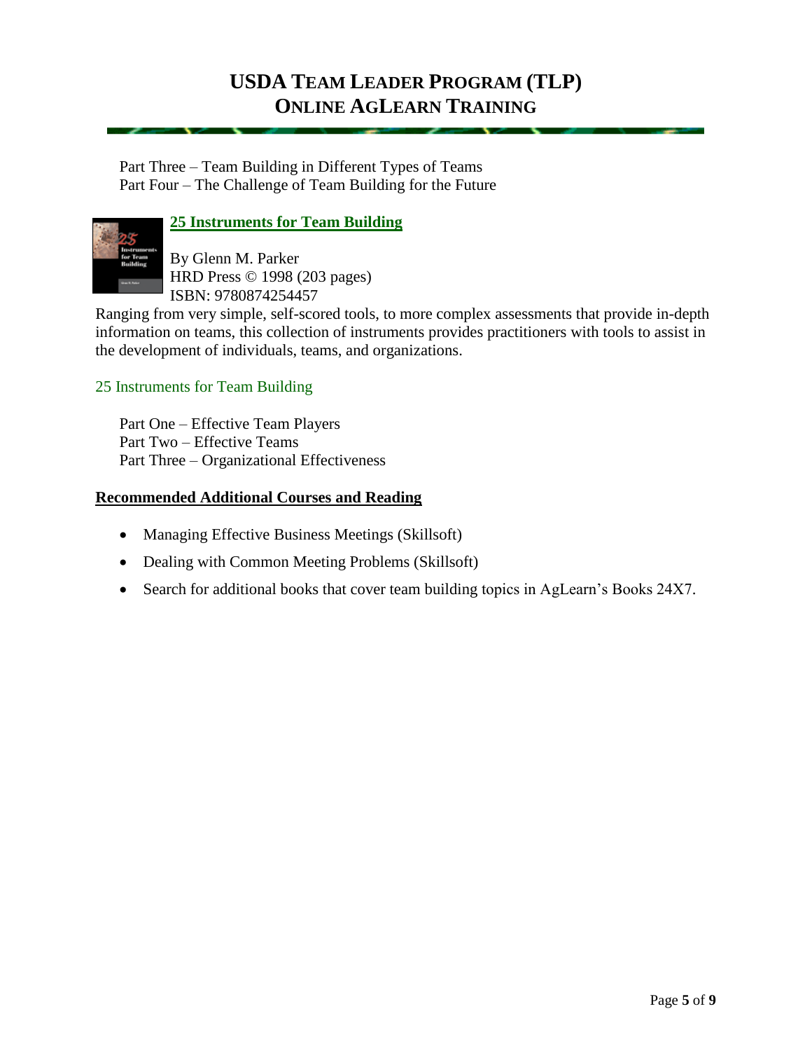Part Three – Team Building in Different Types of Teams
Part Four – The Challenge of Team Building for the Future

**25 Instruments for Team Building**

By Glenn M. Parker
HRD Press © 1998 (203 pages)
ISBN: 9780874254457

Ranging from very simple, self-scored tools, to more complex assessments that provide in-depth information on teams, this collection of instruments provides practitioners with tools to assist in the development of individuals, teams, and organizations.

25 Instruments for Team Building

Part One – Effective Team Players
Part Two – Effective Teams
Part Three – Organizational Effectiveness

**Recommended Additional Courses and Reading**

- Managing Effective Business Meetings (Skillsoft)
- Dealing with Common Meeting Problems (Skillsoft)
- Search for additional books that cover team building topics in AgLearn's Books 24X7.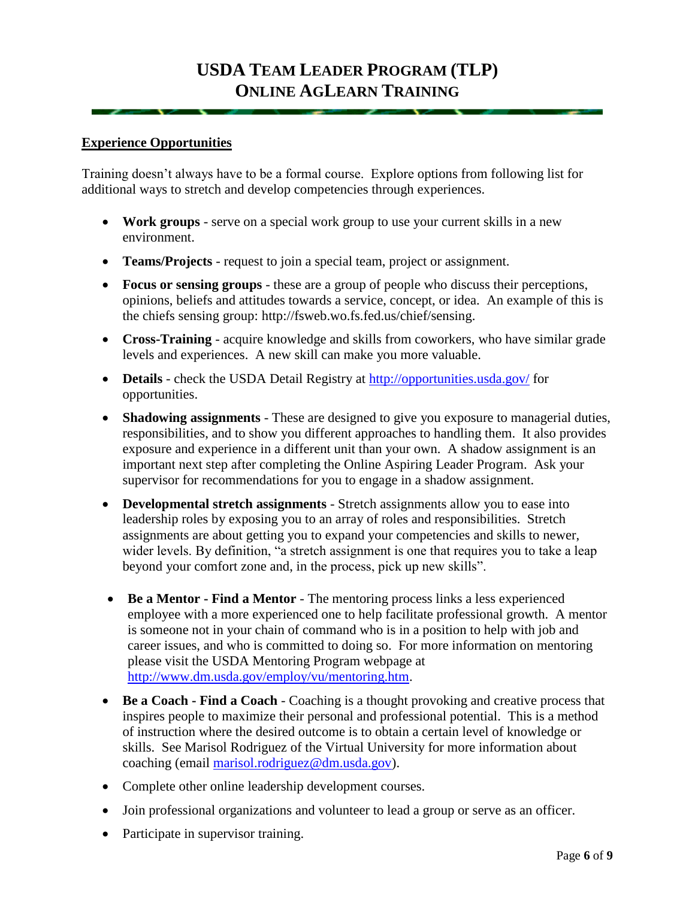# USDA Team Leader Program (TLP)
## Online AgLearn Training

**Experience Opportunities**

Training doesn't always have to be a formal course. Explore options from following list for additional ways to stretch and develop competencies through experiences.

- **Work groups** - serve on a special work group to use your current skills in a new environment.
- **Teams/Projects** - request to join a special team, project or assignment.
- **Focus or sensing groups** - these are a group of people who discuss their perceptions, opinions, beliefs and attitudes towards a service, concept, or idea. An example of this is the chiefs sensing group: http://fsweb.wo.fs.fed.us/chief/sensing.
- **Cross-Training** - acquire knowledge and skills from coworkers, who have similar grade levels and experiences. A new skill can make you more valuable.
- **Details** - check the USDA Detail Registry at http://opportunities.usda.gov/ for opportunities.
- **Shadowing assignments** - These are designed to give you exposure to managerial duties, responsibilities, and to show you different approaches to handling them. It also provides exposure and experience in a different unit than your own. A shadow assignment is an important next step after completing the Online Aspiring Leader Program. Ask your supervisor for recommendations for you to engage in a shadow assignment.
- **Developmental stretch assignments** - Stretch assignments allow you to ease into leadership roles by exposing you to an array of roles and responsibilities. Stretch assignments are about getting you to expand your competencies and skills to newer, wider levels. By definition, "a stretch assignment is one that requires you to take a leap beyond your comfort zone and, in the process, pick up new skills".
- **Be a Mentor - Find a Mentor** - The mentoring process links a less experienced employee with a more experienced one to help facilitate professional growth. A mentor is someone not in your chain of command who is in a position to help with job and career issues, and who is committed to doing so. For more information on mentoring please visit the USDA Mentoring Program webpage at http://www.dm.usda.gov/employ/vu/mentoring.htm.
- **Be a Coach - Find a Coach** - Coaching is a thought provoking and creative process that inspires people to maximize their personal and professional potential. This is a method of instruction where the desired outcome is to obtain a certain level of knowledge or skills. See Marisol Rodriguez of the Virtual University for more information about coaching (email marisol.rodriguez@dm.usda.gov).
- Complete other online leadership development courses.
- Join professional organizations and volunteer to lead a group or serve as an officer.
- Participate in supervisor training.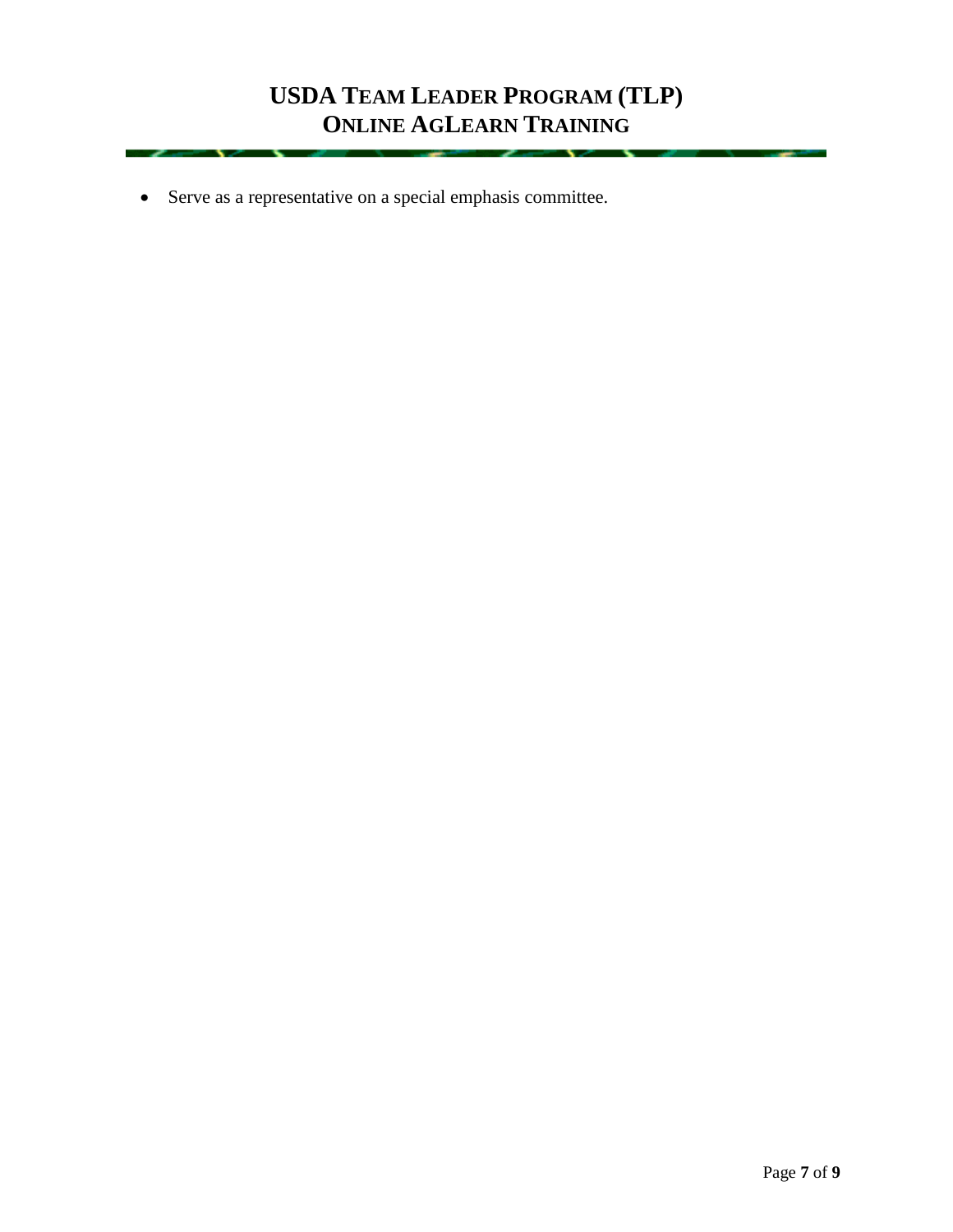- Serve as a representative on a special emphasis committee.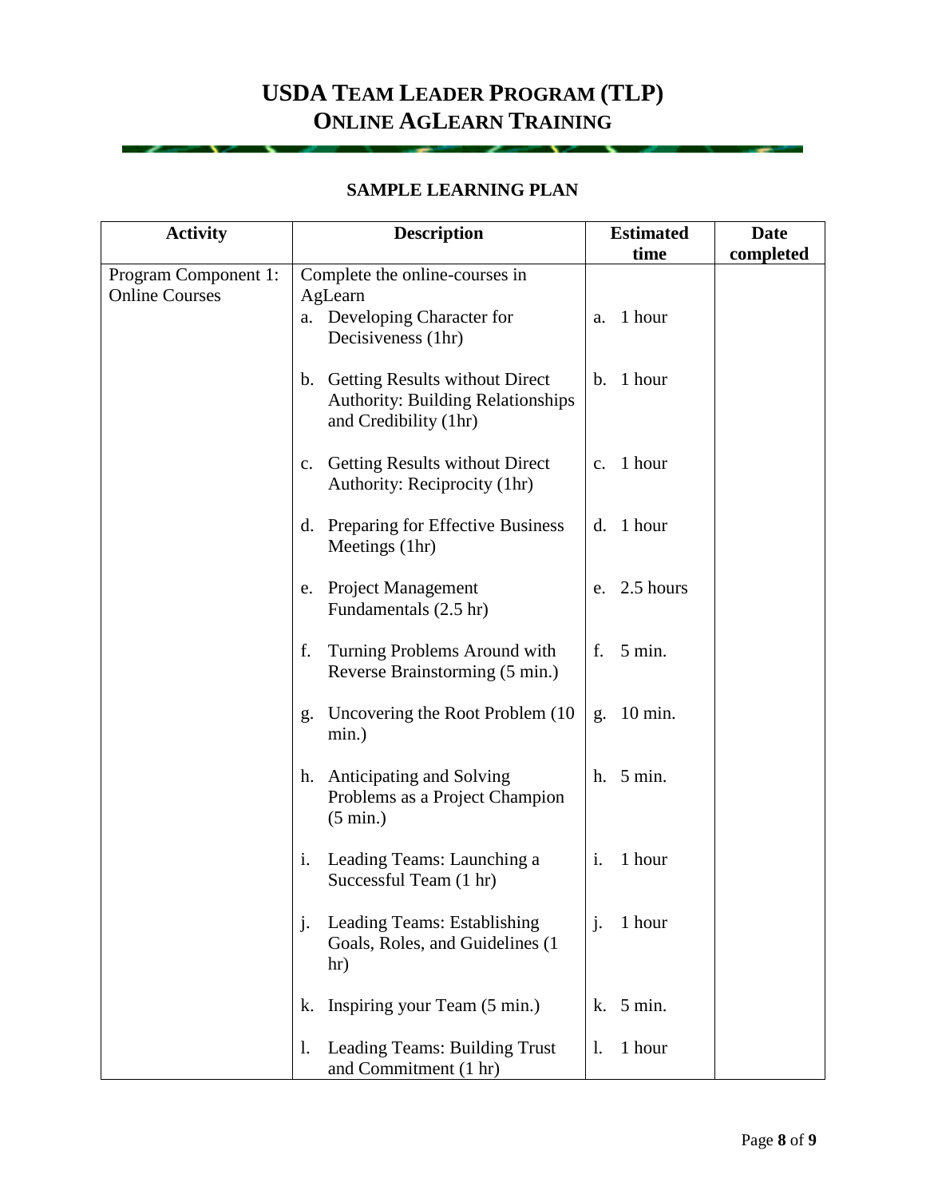# USDA Team Leader Program (TLP)
# Online AgLearn Training

## SAMPLE LEARNING PLAN

| Activity | Description | Estimated time | Date completed |
|---|---|---|---|
| Program Component 1: Online Courses | Complete the online-courses in AgLearn | | |
| | a. Developing Character for Decisiveness (1hr) | a. 1 hour | |
| | b. Getting Results without Direct Authority: Building Relationships and Credibility (1hr) | b. 1 hour | |
| | c. Getting Results without Direct Authority: Reciprocity (1hr) | c. 1 hour | |
| | d. Preparing for Effective Business Meetings (1hr) | d. 1 hour | |
| | e. Project Management Fundamentals (2.5 hr) | e. 2.5 hours | |
| | f. Turning Problems Around with Reverse Brainstorming (5 min.) | f. 5 min. | |
| | g. Uncovering the Root Problem (10 min.) | g. 10 min. | |
| | h. Anticipating and Solving Problems as a Project Champion (5 min.) | h. 5 min. | |
| | i. Leading Teams: Launching a Successful Team (1 hr) | i. 1 hour | |
| | j. Leading Teams: Establishing Goals, Roles, and Guidelines (1 hr) | j. 1 hour | |
| | k. Inspiring your Team (5 min.) | k. 5 min. | |
| | l. Leading Teams: Building Trust and Commitment (1 hr) | l. 1 hour | |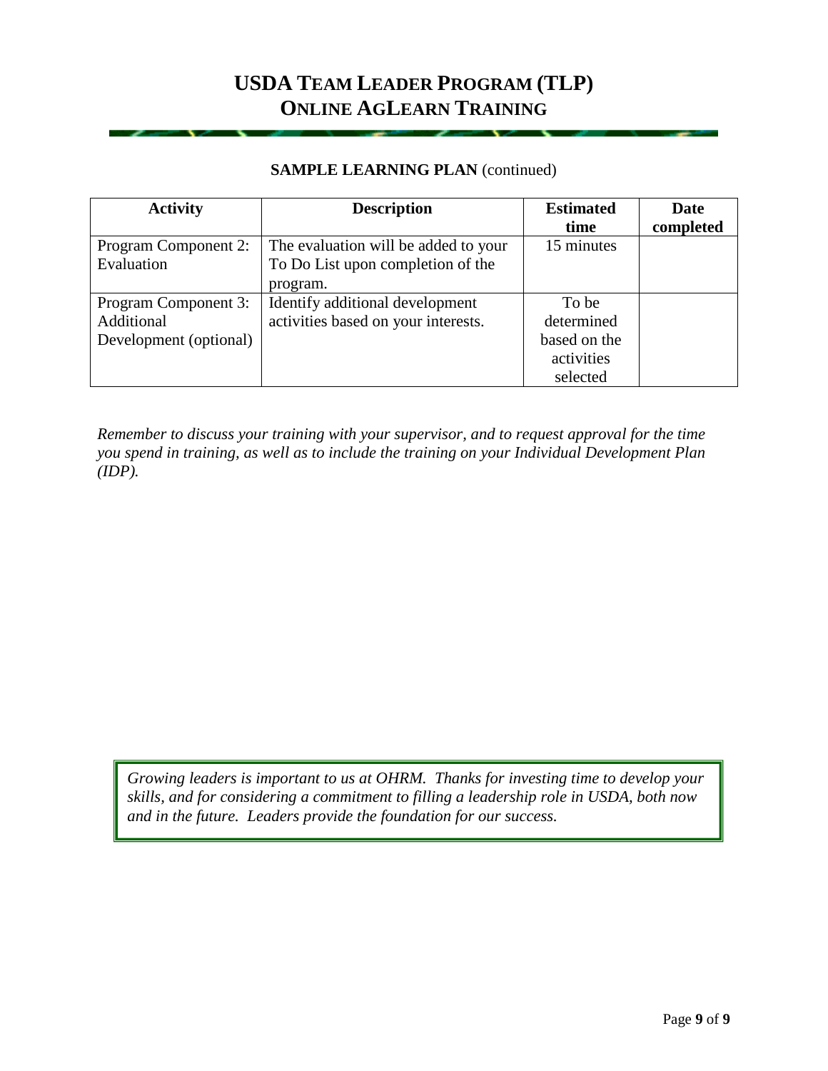# USDA TEAM LEADER PROGRAM (TLP)
## ONLINE AGLEARN TRAINING

**SAMPLE LEARNING PLAN** (continued)

| Activity | Description | Estimated time | Date completed |
|---|---|---|---|
| Program Component 2: Evaluation | The evaluation will be added to your To Do List upon completion of the program. | 15 minutes | |
| Program Component 3: Additional Development (optional) | Identify additional development activities based on your interests. | To be determined based on the activities selected | |

*Remember to discuss your training with your supervisor, and to request approval for the time you spend in training, as well as to include the training on your Individual Development Plan (IDP).*

*Growing leaders is important to us at OHRM. Thanks for investing time to develop your skills, and for considering a commitment to filling a leadership role in USDA, both now and in the future. Leaders provide the foundation for our success.*